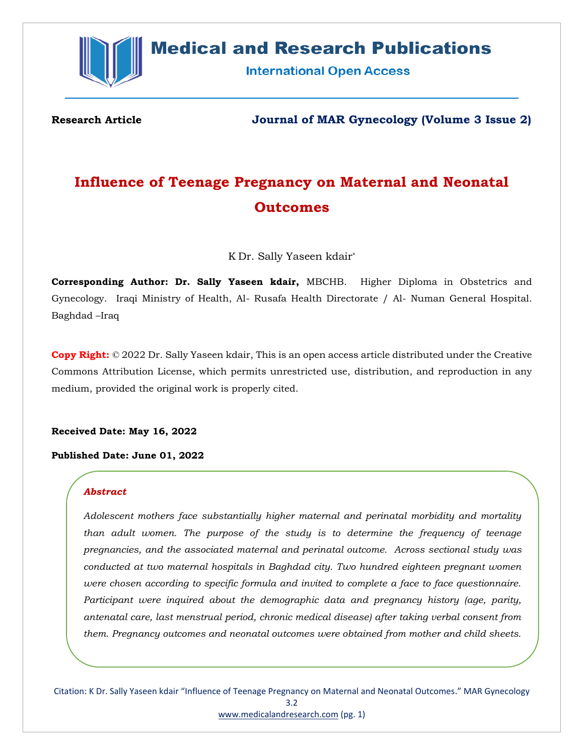**Research Article** **Journal of MAR Gynecology (Volume 3 Issue 2)**

# Influence of Teenage Pregnancy on Maternal and Neonatal Outcomes

K Dr. Sally Yaseen kdair*

**Corresponding Author: Dr. Sally Yaseen kdair,** MBCHB. Higher Diploma in Obstetrics and Gynecology. Iraqi Ministry of Health, Al- Rusafa Health Directorate / Al- Numan General Hospital. Baghdad –Iraq

**Copy Right:** © 2022 Dr. Sally Yaseen kdair, This is an open access article distributed under the Creative Commons Attribution License, which permits unrestricted use, distribution, and reproduction in any medium, provided the original work is properly cited.

**Received Date: May 16, 2022**

**Published Date: June 01, 2022**

***Abstract***

*Adolescent mothers face substantially higher maternal and perinatal morbidity and mortality than adult women. The purpose of the study is to determine the frequency of teenage pregnancies, and the associated maternal and perinatal outcome. Across sectional study was conducted at two maternal hospitals in Baghdad city. Two hundred eighteen pregnant women were chosen according to specific formula and invited to complete a face to face questionnaire. Participant were inquired about the demographic data and pregnancy history (age, parity, antenatal care, last menstrual period, chronic medical disease) after taking verbal consent from them. Pregnancy outcomes and neonatal outcomes were obtained from mother and child sheets.*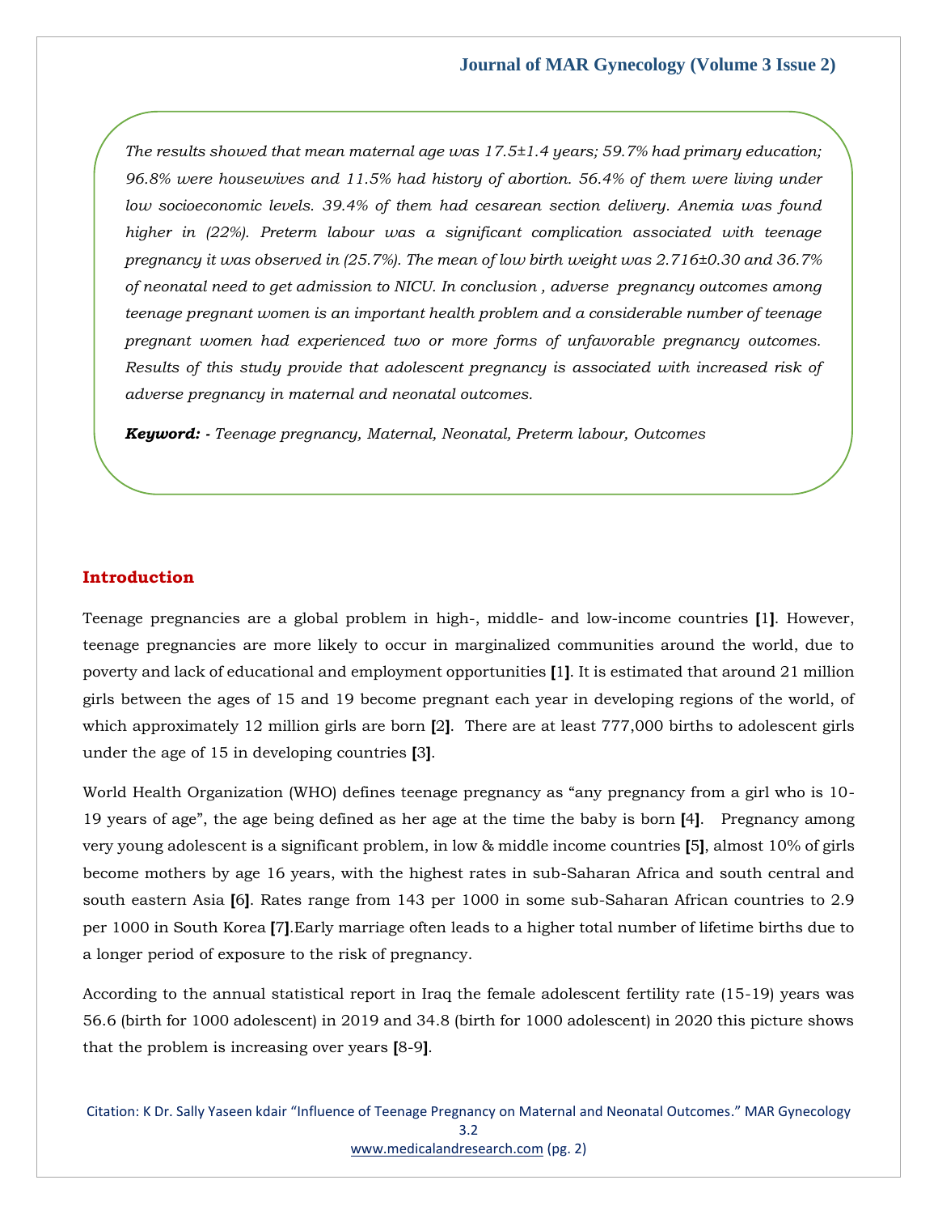*The results showed that mean maternal age was 17.5±1.4 years; 59.7% had primary education; 96.8% were housewives and 11.5% had history of abortion. 56.4% of them were living under low socioeconomic levels. 39.4% of them had cesarean section delivery. Anemia was found higher in (22%). Preterm labour was a significant complication associated with teenage pregnancy it was observed in (25.7%). The mean of low birth weight was 2.716±0.30 and 36.7% of neonatal need to get admission to NICU. In conclusion , adverse pregnancy outcomes among teenage pregnant women is an important health problem and a considerable number of teenage pregnant women had experienced two or more forms of unfavorable pregnancy outcomes. Results of this study provide that adolescent pregnancy is associated with increased risk of adverse pregnancy in maternal and neonatal outcomes.*

***Keyword: -** Teenage pregnancy, Maternal, Neonatal, Preterm labour, Outcomes*

## Introduction

Teenage pregnancies are a global problem in high-, middle- and low-income countries **[**1**]**. However, teenage pregnancies are more likely to occur in marginalized communities around the world, due to poverty and lack of educational and employment opportunities **[**1**]**. It is estimated that around 21 million girls between the ages of 15 and 19 become pregnant each year in developing regions of the world, of which approximately 12 million girls are born **[**2**]**. There are at least 777,000 births to adolescent girls under the age of 15 in developing countries **[**3**]**.

World Health Organization (WHO) defines teenage pregnancy as "any pregnancy from a girl who is 10-19 years of age", the age being defined as her age at the time the baby is born **[**4**]**. Pregnancy among very young adolescent is a significant problem, in low & middle income countries **[**5**]**, almost 10% of girls become mothers by age 16 years, with the highest rates in sub-Saharan Africa and south central and south eastern Asia **[6]**. Rates range from 143 per 1000 in some sub-Saharan African countries to 2.9 per 1000 in South Korea **[**7**]**.Early marriage often leads to a higher total number of lifetime births due to a longer period of exposure to the risk of pregnancy.

According to the annual statistical report in Iraq the female adolescent fertility rate (15-19) years was 56.6 (birth for 1000 adolescent) in 2019 and 34.8 (birth for 1000 adolescent) in 2020 this picture shows that the problem is increasing over years **[**8-9**]**.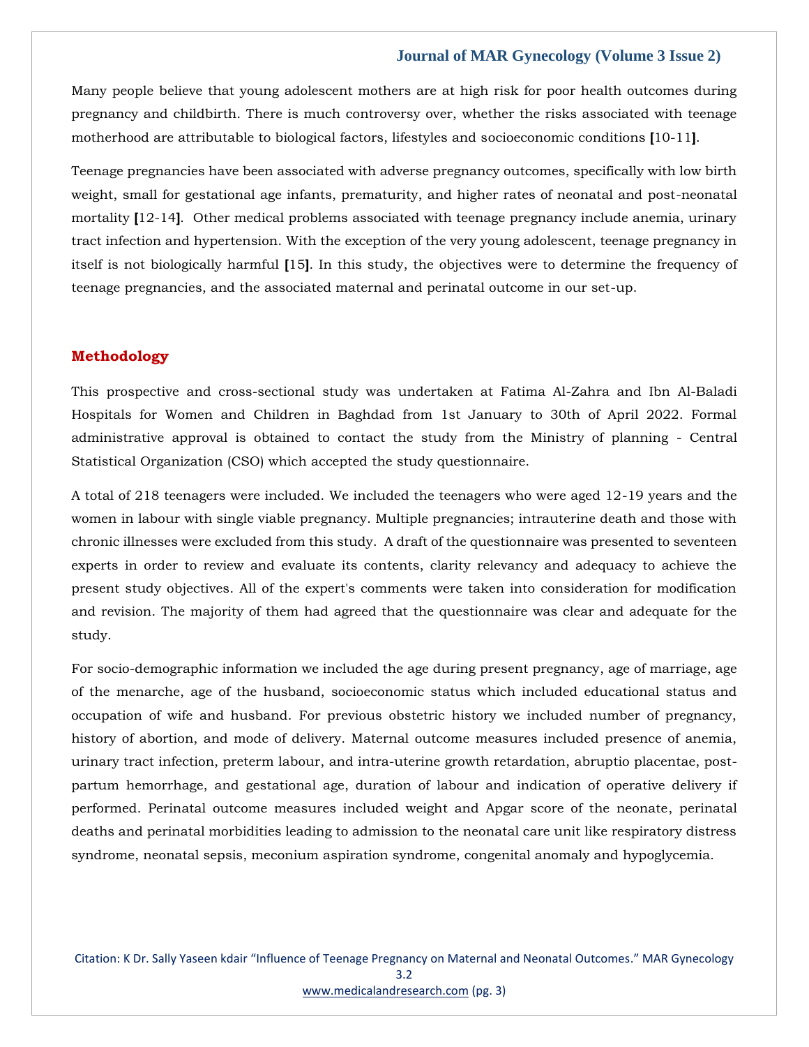Many people believe that young adolescent mothers are at high risk for poor health outcomes during pregnancy and childbirth. There is much controversy over, whether the risks associated with teenage motherhood are attributable to biological factors, lifestyles and socioeconomic conditions [10-11].

Teenage pregnancies have been associated with adverse pregnancy outcomes, specifically with low birth weight, small for gestational age infants, prematurity, and higher rates of neonatal and post-neonatal mortality [12-14]. Other medical problems associated with teenage pregnancy include anemia, urinary tract infection and hypertension. With the exception of the very young adolescent, teenage pregnancy in itself is not biologically harmful [15]. In this study, the objectives were to determine the frequency of teenage pregnancies, and the associated maternal and perinatal outcome in our set-up.

## Methodology

This prospective and cross-sectional study was undertaken at Fatima Al-Zahra and Ibn Al-Baladi Hospitals for Women and Children in Baghdad from 1st January to 30th of April 2022. Formal administrative approval is obtained to contact the study from the Ministry of planning - Central Statistical Organization (CSO) which accepted the study questionnaire.

A total of 218 teenagers were included. We included the teenagers who were aged 12-19 years and the women in labour with single viable pregnancy. Multiple pregnancies; intrauterine death and those with chronic illnesses were excluded from this study. A draft of the questionnaire was presented to seventeen experts in order to review and evaluate its contents, clarity relevancy and adequacy to achieve the present study objectives. All of the expert's comments were taken into consideration for modification and revision. The majority of them had agreed that the questionnaire was clear and adequate for the study.

For socio-demographic information we included the age during present pregnancy, age of marriage, age of the menarche, age of the husband, socioeconomic status which included educational status and occupation of wife and husband. For previous obstetric history we included number of pregnancy, history of abortion, and mode of delivery. Maternal outcome measures included presence of anemia, urinary tract infection, preterm labour, and intra-uterine growth retardation, abruptio placentae, post-partum hemorrhage, and gestational age, duration of labour and indication of operative delivery if performed. Perinatal outcome measures included weight and Apgar score of the neonate, perinatal deaths and perinatal morbidities leading to admission to the neonatal care unit like respiratory distress syndrome, neonatal sepsis, meconium aspiration syndrome, congenital anomaly and hypoglycemia.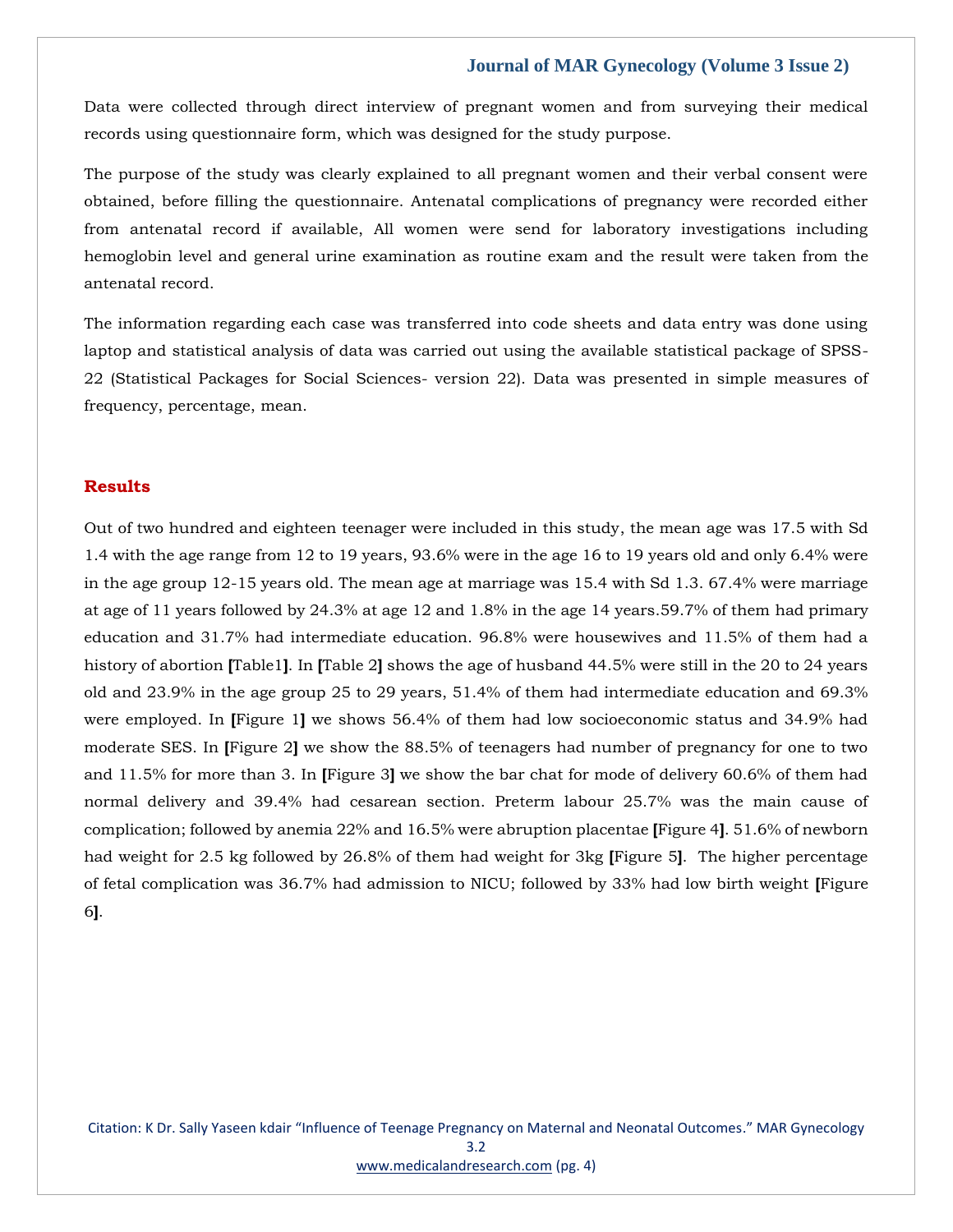Data were collected through direct interview of pregnant women and from surveying their medical records using questionnaire form, which was designed for the study purpose.

The purpose of the study was clearly explained to all pregnant women and their verbal consent were obtained, before filling the questionnaire. Antenatal complications of pregnancy were recorded either from antenatal record if available, All women were send for laboratory investigations including hemoglobin level and general urine examination as routine exam and the result were taken from the antenatal record.

The information regarding each case was transferred into code sheets and data entry was done using laptop and statistical analysis of data was carried out using the available statistical package of SPSS-22 (Statistical Packages for Social Sciences- version 22). Data was presented in simple measures of frequency, percentage, mean.

## Results

Out of two hundred and eighteen teenager were included in this study, the mean age was 17.5 with Sd 1.4 with the age range from 12 to 19 years, 93.6% were in the age 16 to 19 years old and only 6.4% were in the age group 12-15 years old. The mean age at marriage was 15.4 with Sd 1.3. 67.4% were marriage at age of 11 years followed by 24.3% at age 12 and 1.8% in the age 14 years.59.7% of them had primary education and 31.7% had intermediate education. 96.8% were housewives and 11.5% of them had a history of abortion [Table1]. In [Table 2] shows the age of husband 44.5% were still in the 20 to 24 years old and 23.9% in the age group 25 to 29 years, 51.4% of them had intermediate education and 69.3% were employed. In [Figure 1] we shows 56.4% of them had low socioeconomic status and 34.9% had moderate SES. In [Figure 2] we show the 88.5% of teenagers had number of pregnancy for one to two and 11.5% for more than 3. In [Figure 3] we show the bar chat for mode of delivery 60.6% of them had normal delivery and 39.4% had cesarean section. Preterm labour 25.7% was the main cause of complication; followed by anemia 22% and 16.5% were abruption placentae [Figure 4]. 51.6% of newborn had weight for 2.5 kg followed by 26.8% of them had weight for 3kg [Figure 5]. The higher percentage of fetal complication was 36.7% had admission to NICU; followed by 33% had low birth weight [Figure 6].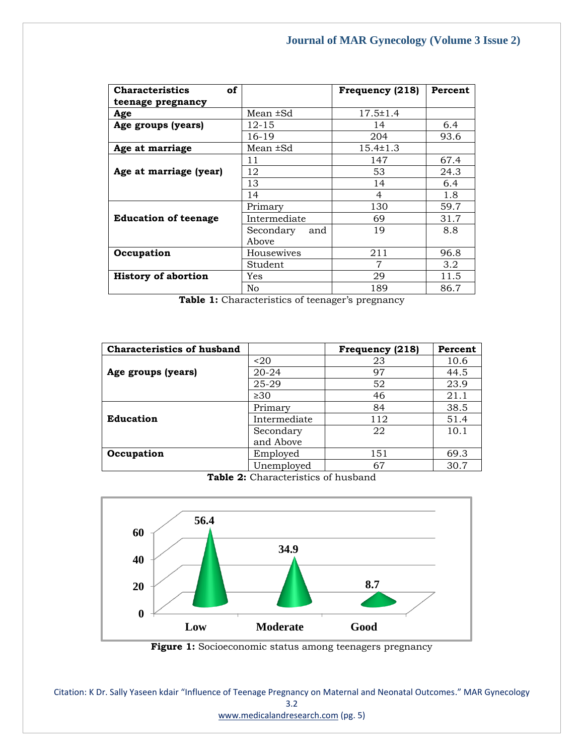| Characteristics of teenage pregnancy | | Frequency (218) | Percent |
|---|---|---|---|
| **Age** | Mean ±Sd | 17.5±1.4 | |
| **Age groups (years)** | 12-15 | 14 | 6.4 |
| | 16-19 | 204 | 93.6 |
| **Age at marriage** | Mean ±Sd | 15.4±1.3 | |
| **Age at marriage (year)** | 11 | 147 | 67.4 |
| | 12 | 53 | 24.3 |
| | 13 | 14 | 6.4 |
| | 14 | 4 | 1.8 |
| **Education of teenage** | Primary | 130 | 59.7 |
| | Intermediate | 69 | 31.7 |
| | Secondary and Above | 19 | 8.8 |
| **Occupation** | Housewives | 211 | 96.8 |
| | Student | 7 | 3.2 |
| **History of abortion** | Yes | 29 | 11.5 |
| | No | 189 | 86.7 |

**Table 1:** Characteristics of teenager's pregnancy

| Characteristics of husband | | Frequency (218) | Percent |
|---|---|---|---|
| **Age groups (years)** | <20 | 23 | 10.6 |
| | 20-24 | 97 | 44.5 |
| | 25-29 | 52 | 23.9 |
| | ≥30 | 46 | 21.1 |
| **Education** | Primary | 84 | 38.5 |
| | Intermediate | 112 | 51.4 |
| | Secondary and Above | 22 | 10.1 |
| **Occupation** | Employed | 151 | 69.3 |
| | Unemployed | 67 | 30.7 |

**Table 2:** Characteristics of husband

**Figure 1:** Socioeconomic status among teenagers pregnancy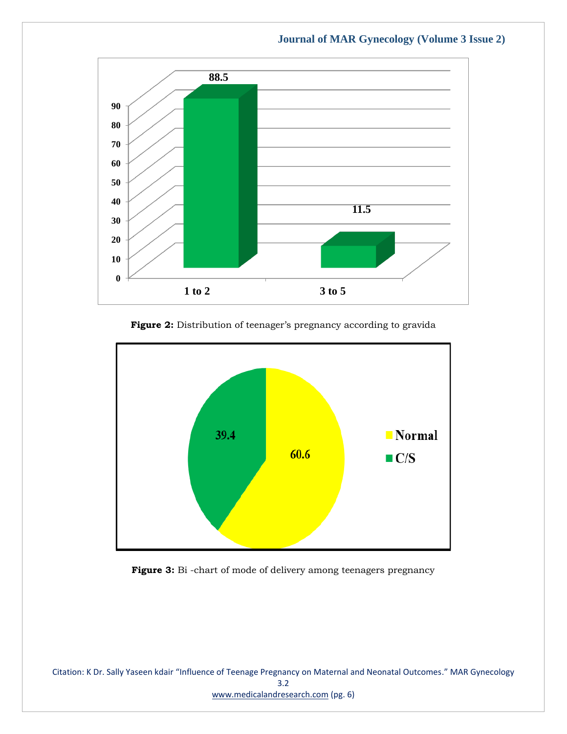Figure 2: Distribution of teenager's pregnancy according to gravida

| Gravida | % |
|---|---|
| 1 to 2 | 88.5 |
| 3 to 5 | 11.5 |

**Figure 2:** Distribution of teenager's pregnancy according to gravida

| Mode of delivery | % |
|---|---|
| Normal | 60.6 |
| C/S | 39.4 |

**Figure 3:** Bi -chart of mode of delivery among teenagers pregnancy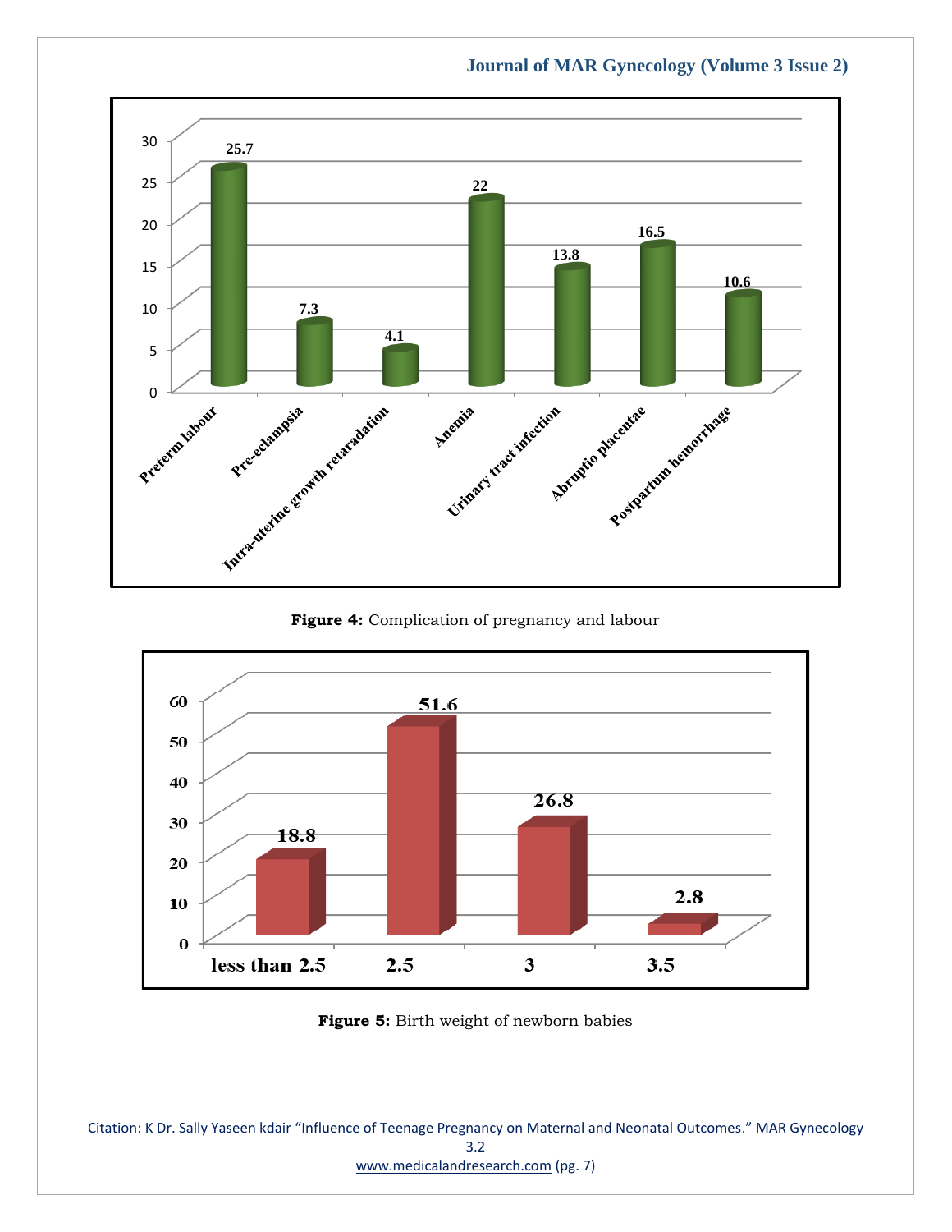| Complication | Percentage |
|---|---|
| Preterm labour | 25.7 |
| Pre-eclampsia | 7.3 |
| Intra-uterine growth retaradation | 4.1 |
| Anemia | 22 |
| Urinary tract infection | 13.8 |
| Abruptio placentae | 16.5 |
| Postpartum hemorrhage | 10.6 |

**Figure 4:** Complication of pregnancy and labour

| Birth weight | Percentage |
|---|---|
| less than 2.5 | 18.8 |
| 2.5 | 51.6 |
| 3 | 26.8 |
| 3.5 | 2.8 |

**Figure 5:** Birth weight of newborn babies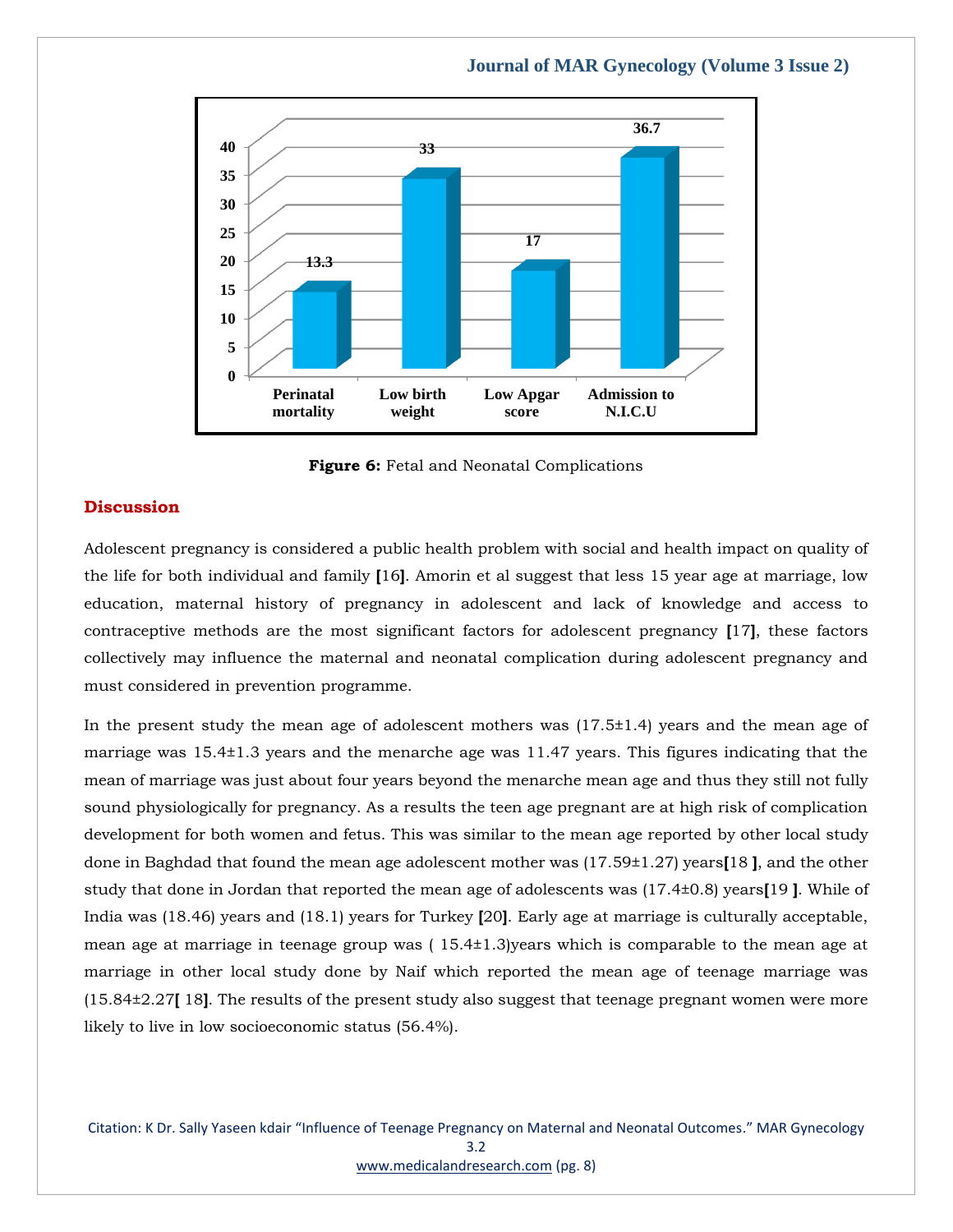Figure 6: Fetal and Neonatal Complications

## Discussion

Adolescent pregnancy is considered a public health problem with social and health impact on quality of the life for both individual and family [16]. Amorin et al suggest that less 15 year age at marriage, low education, maternal history of pregnancy in adolescent and lack of knowledge and access to contraceptive methods are the most significant factors for adolescent pregnancy [17], these factors collectively may influence the maternal and neonatal complication during adolescent pregnancy and must considered in prevention programme.

In the present study the mean age of adolescent mothers was (17.5±1.4) years and the mean age of marriage was 15.4±1.3 years and the menarche age was 11.47 years. This figures indicating that the mean of marriage was just about four years beyond the menarche mean age and thus they still not fully sound physiologically for pregnancy. As a results the teen age pregnant are at high risk of complication development for both women and fetus. This was similar to the mean age reported by other local study done in Baghdad that found the mean age adolescent mother was (17.59±1.27) years[18 ], and the other study that done in Jordan that reported the mean age of adolescents was (17.4±0.8) years[19 ]. While of India was (18.46) years and (18.1) years for Turkey [20]. Early age at marriage is culturally acceptable, mean age at marriage in teenage group was ( 15.4±1.3)years which is comparable to the mean age at marriage in other local study done by Naif which reported the mean age of teenage marriage was (15.84±2.27[ 18]. The results of the present study also suggest that teenage pregnant women were more likely to live in low socioeconomic status (56.4%).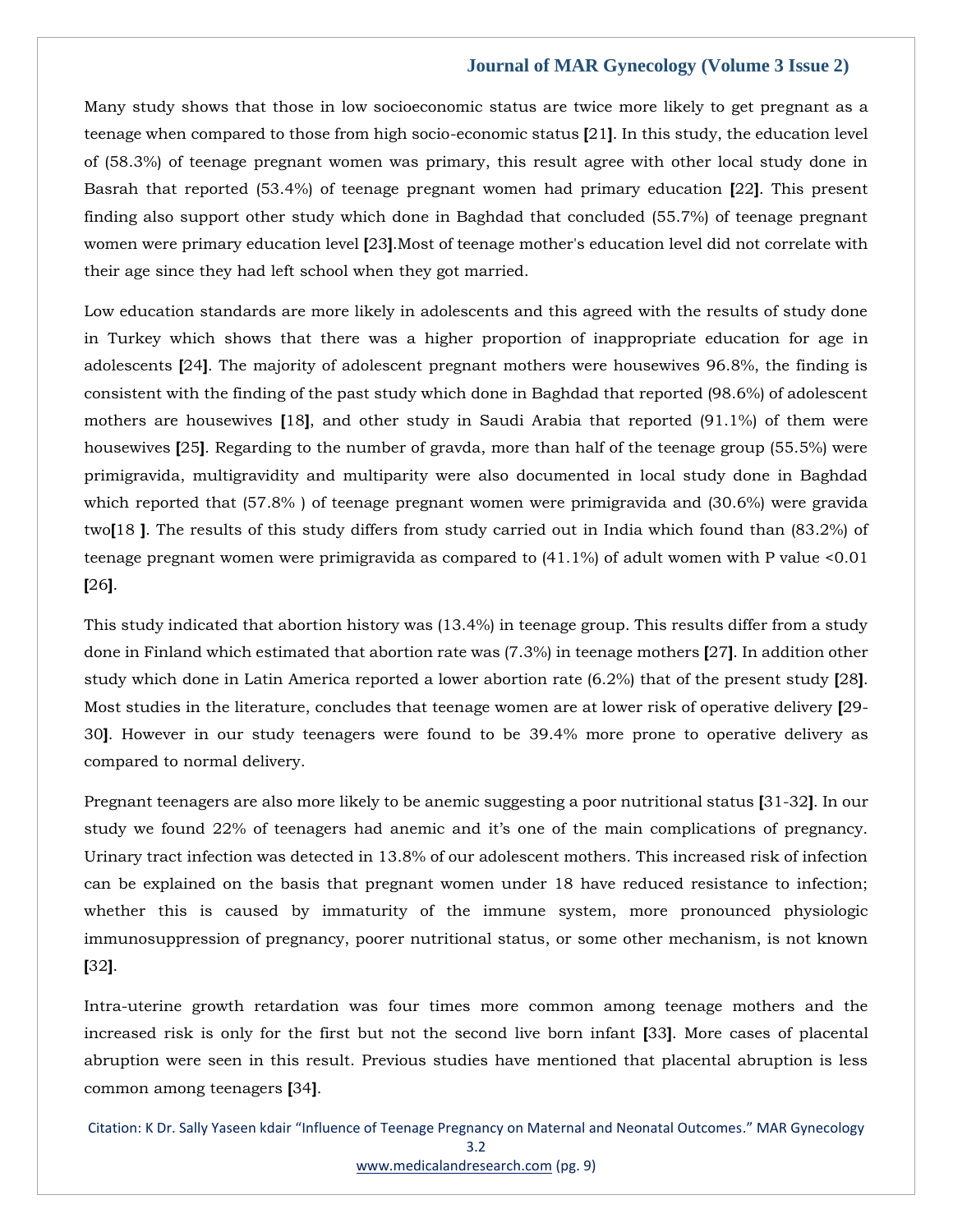Many study shows that those in low socioeconomic status are twice more likely to get pregnant as a teenage when compared to those from high socio-economic status [21]. In this study, the education level of (58.3%) of teenage pregnant women was primary, this result agree with other local study done in Basrah that reported (53.4%) of teenage pregnant women had primary education [22]. This present finding also support other study which done in Baghdad that concluded (55.7%) of teenage pregnant women were primary education level [23].Most of teenage mother's education level did not correlate with their age since they had left school when they got married.

Low education standards are more likely in adolescents and this agreed with the results of study done in Turkey which shows that there was a higher proportion of inappropriate education for age in adolescents [24]. The majority of adolescent pregnant mothers were housewives 96.8%, the finding is consistent with the finding of the past study which done in Baghdad that reported (98.6%) of adolescent mothers are housewives [18], and other study in Saudi Arabia that reported (91.1%) of them were housewives [25]. Regarding to the number of gravda, more than half of the teenage group (55.5%) were primigravida, multigravidity and multiparity were also documented in local study done in Baghdad which reported that (57.8% ) of teenage pregnant women were primigravida and (30.6%) were gravida two[18 ]. The results of this study differs from study carried out in India which found than (83.2%) of teenage pregnant women were primigravida as compared to (41.1%) of adult women with P value <0.01 [26].

This study indicated that abortion history was (13.4%) in teenage group. This results differ from a study done in Finland which estimated that abortion rate was (7.3%) in teenage mothers [27]. In addition other study which done in Latin America reported a lower abortion rate (6.2%) that of the present study [28]. Most studies in the literature, concludes that teenage women are at lower risk of operative delivery [29-30]. However in our study teenagers were found to be 39.4% more prone to operative delivery as compared to normal delivery.

Pregnant teenagers are also more likely to be anemic suggesting a poor nutritional status [31-32]. In our study we found 22% of teenagers had anemic and it's one of the main complications of pregnancy. Urinary tract infection was detected in 13.8% of our adolescent mothers. This increased risk of infection can be explained on the basis that pregnant women under 18 have reduced resistance to infection; whether this is caused by immaturity of the immune system, more pronounced physiologic immunosuppression of pregnancy, poorer nutritional status, or some other mechanism, is not known [32].

Intra-uterine growth retardation was four times more common among teenage mothers and the increased risk is only for the first but not the second live born infant [33]. More cases of placental abruption were seen in this result. Previous studies have mentioned that placental abruption is less common among teenagers [34].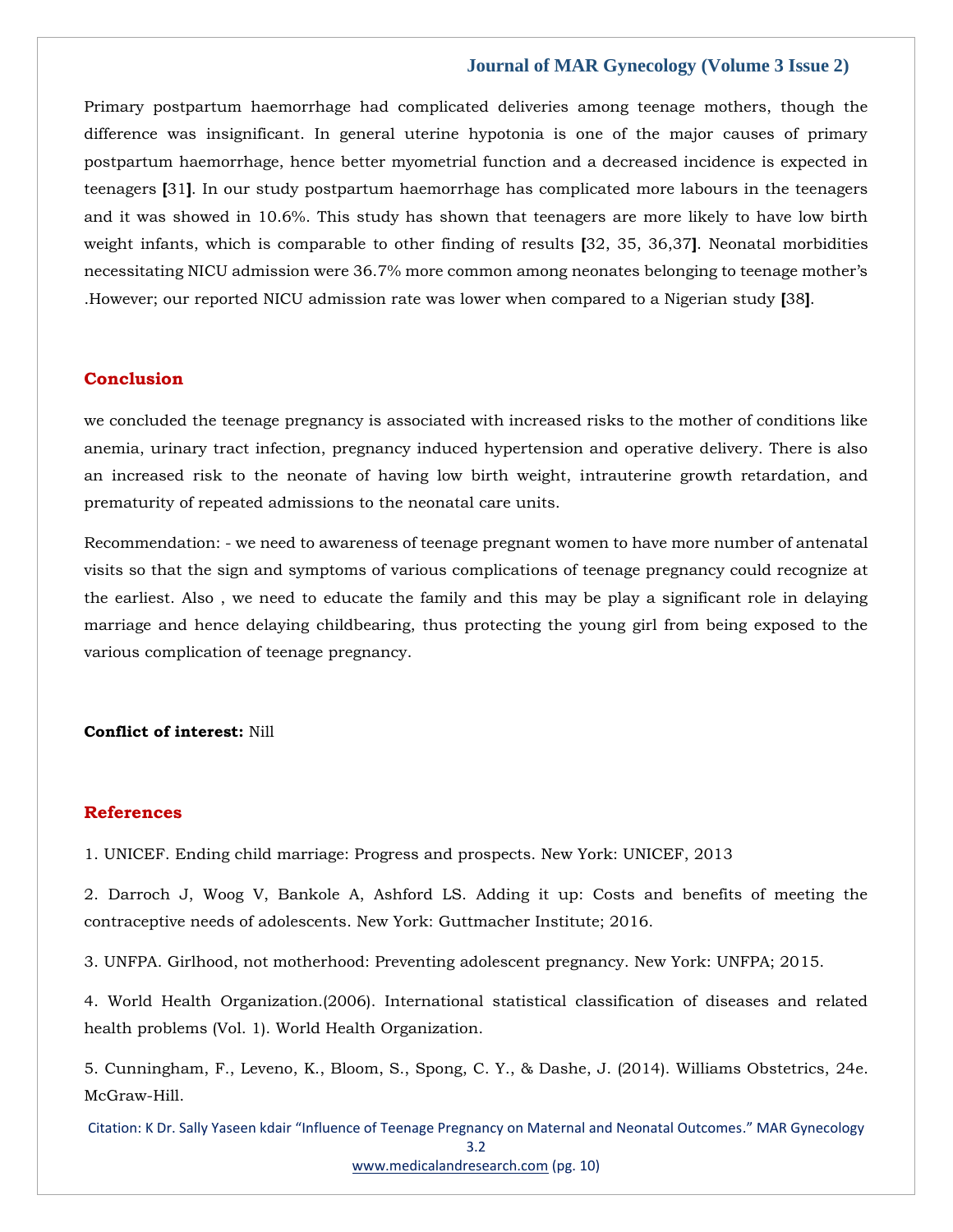Primary postpartum haemorrhage had complicated deliveries among teenage mothers, though the difference was insignificant. In general uterine hypotonia is one of the major causes of primary postpartum haemorrhage, hence better myometrial function and a decreased incidence is expected in teenagers [31]. In our study postpartum haemorrhage has complicated more labours in the teenagers and it was showed in 10.6%. This study has shown that teenagers are more likely to have low birth weight infants, which is comparable to other finding of results [32, 35, 36,37]. Neonatal morbidities necessitating NICU admission were 36.7% more common among neonates belonging to teenage mother's .However; our reported NICU admission rate was lower when compared to a Nigerian study [38].

## Conclusion

we concluded the teenage pregnancy is associated with increased risks to the mother of conditions like anemia, urinary tract infection, pregnancy induced hypertension and operative delivery. There is also an increased risk to the neonate of having low birth weight, intrauterine growth retardation, and prematurity of repeated admissions to the neonatal care units.

Recommendation: - we need to awareness of teenage pregnant women to have more number of antenatal visits so that the sign and symptoms of various complications of teenage pregnancy could recognize at the earliest. Also , we need to educate the family and this may be play a significant role in delaying marriage and hence delaying childbearing, thus protecting the young girl from being exposed to the various complication of teenage pregnancy.

**Conflict of interest:** Nill

## References

1. UNICEF. Ending child marriage: Progress and prospects. New York: UNICEF, 2013

2. Darroch J, Woog V, Bankole A, Ashford LS. Adding it up: Costs and benefits of meeting the contraceptive needs of adolescents. New York: Guttmacher Institute; 2016.

3. UNFPA. Girlhood, not motherhood: Preventing adolescent pregnancy. New York: UNFPA; 2015.

4. World Health Organization.(2006). International statistical classification of diseases and related health problems (Vol. 1). World Health Organization.

5. Cunningham, F., Leveno, K., Bloom, S., Spong, C. Y., & Dashe, J. (2014). Williams Obstetrics, 24e. McGraw-Hill.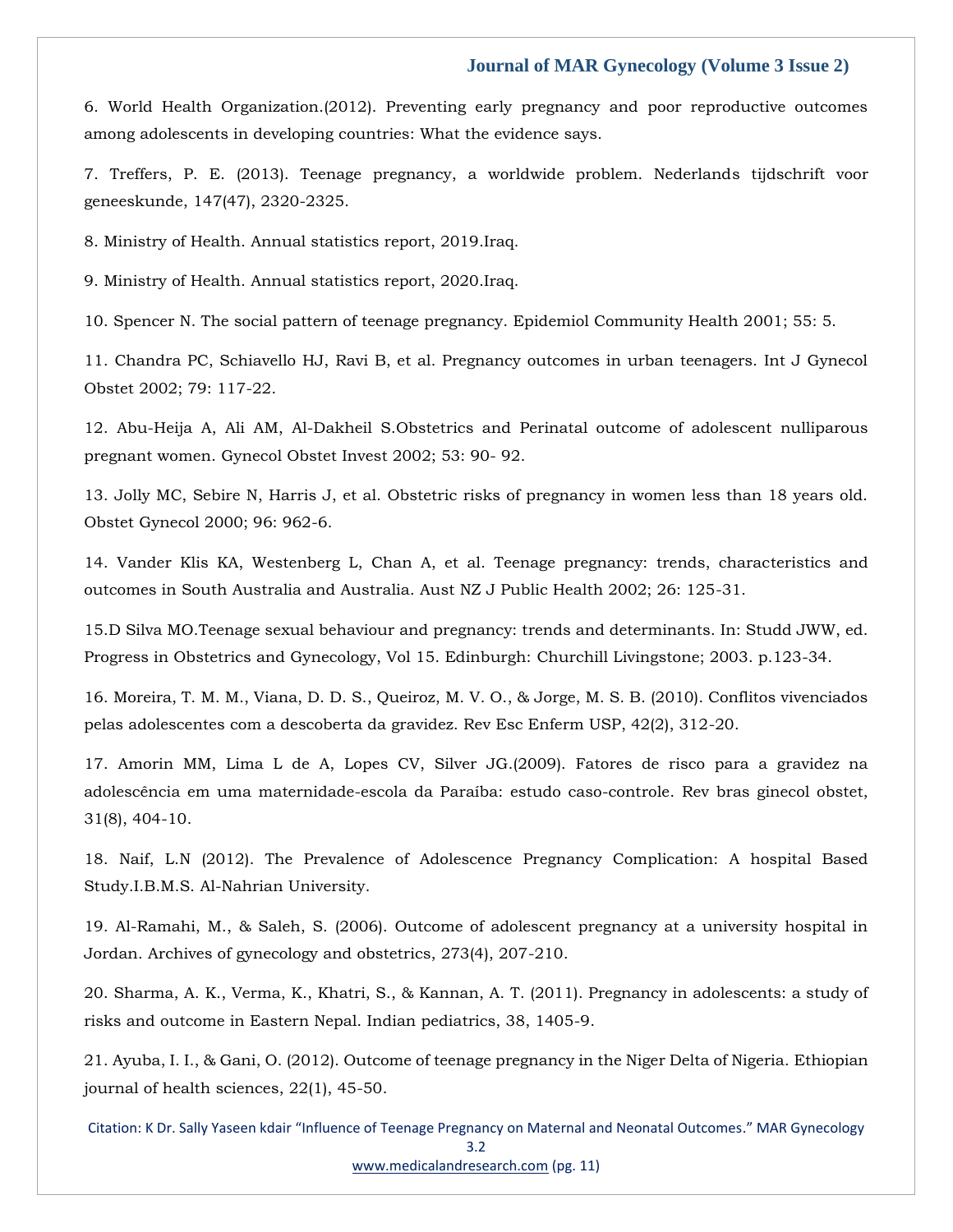6. World Health Organization.(2012). Preventing early pregnancy and poor reproductive outcomes among adolescents in developing countries: What the evidence says.

7. Treffers, P. E. (2013). Teenage pregnancy, a worldwide problem. Nederlands tijdschrift voor geneeskunde, 147(47), 2320-2325.

8. Ministry of Health. Annual statistics report, 2019.Iraq.

9. Ministry of Health. Annual statistics report, 2020.Iraq.

10. Spencer N. The social pattern of teenage pregnancy. Epidemiol Community Health 2001; 55: 5.

11. Chandra PC, Schiavello HJ, Ravi B, et al. Pregnancy outcomes in urban teenagers. Int J Gynecol Obstet 2002; 79: 117-22.

12. Abu-Heija A, Ali AM, Al-Dakheil S.Obstetrics and Perinatal outcome of adolescent nulliparous pregnant women. Gynecol Obstet Invest 2002; 53: 90- 92.

13. Jolly MC, Sebire N, Harris J, et al. Obstetric risks of pregnancy in women less than 18 years old. Obstet Gynecol 2000; 96: 962-6.

14. Vander Klis KA, Westenberg L, Chan A, et al. Teenage pregnancy: trends, characteristics and outcomes in South Australia and Australia. Aust NZ J Public Health 2002; 26: 125-31.

15.D Silva MO.Teenage sexual behaviour and pregnancy: trends and determinants. In: Studd JWW, ed. Progress in Obstetrics and Gynecology, Vol 15. Edinburgh: Churchill Livingstone; 2003. p.123-34.

16. Moreira, T. M. M., Viana, D. D. S., Queiroz, M. V. O., & Jorge, M. S. B. (2010). Conflitos vivenciados pelas adolescentes com a descoberta da gravidez. Rev Esc Enferm USP, 42(2), 312-20.

17. Amorin MM, Lima L de A, Lopes CV, Silver JG.(2009). Fatores de risco para a gravidez na adolescência em uma maternidade-escola da Paraíba: estudo caso-controle. Rev bras ginecol obstet, 31(8), 404-10.

18. Naif, L.N (2012). The Prevalence of Adolescence Pregnancy Complication: A hospital Based Study.I.B.M.S. Al-Nahrian University.

19. Al-Ramahi, M., & Saleh, S. (2006). Outcome of adolescent pregnancy at a university hospital in Jordan. Archives of gynecology and obstetrics, 273(4), 207-210.

20. Sharma, A. K., Verma, K., Khatri, S., & Kannan, A. T. (2011). Pregnancy in adolescents: a study of risks and outcome in Eastern Nepal. Indian pediatrics, 38, 1405-9.

21. Ayuba, I. I., & Gani, O. (2012). Outcome of teenage pregnancy in the Niger Delta of Nigeria. Ethiopian journal of health sciences, 22(1), 45-50.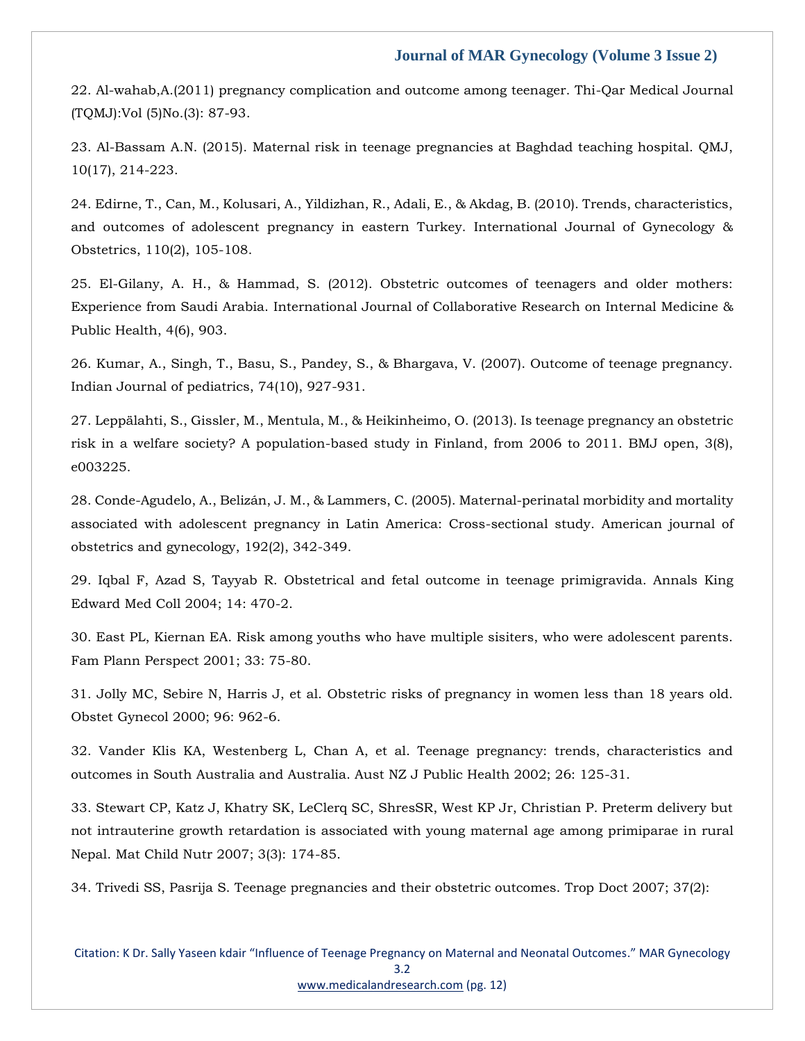22. Al-wahab,A.(2011) pregnancy complication and outcome among teenager. Thi-Qar Medical Journal (TQMJ):Vol (5)No.(3): 87-93.

23. Al-Bassam A.N. (2015). Maternal risk in teenage pregnancies at Baghdad teaching hospital. QMJ, 10(17), 214-223.

24. Edirne, T., Can, M., Kolusari, A., Yildizhan, R., Adali, E., & Akdag, B. (2010). Trends, characteristics, and outcomes of adolescent pregnancy in eastern Turkey. International Journal of Gynecology & Obstetrics, 110(2), 105-108.

25. El-Gilany, A. H., & Hammad, S. (2012). Obstetric outcomes of teenagers and older mothers: Experience from Saudi Arabia. International Journal of Collaborative Research on Internal Medicine & Public Health, 4(6), 903.

26. Kumar, A., Singh, T., Basu, S., Pandey, S., & Bhargava, V. (2007). Outcome of teenage pregnancy. Indian Journal of pediatrics, 74(10), 927-931.

27. Leppälahti, S., Gissler, M., Mentula, M., & Heikinheimo, O. (2013). Is teenage pregnancy an obstetric risk in a welfare society? A population-based study in Finland, from 2006 to 2011. BMJ open, 3(8), e003225.

28. Conde-Agudelo, A., Belizán, J. M., & Lammers, C. (2005). Maternal-perinatal morbidity and mortality associated with adolescent pregnancy in Latin America: Cross-sectional study. American journal of obstetrics and gynecology, 192(2), 342-349.

29. Iqbal F, Azad S, Tayyab R. Obstetrical and fetal outcome in teenage primigravida. Annals King Edward Med Coll 2004; 14: 470-2.

30. East PL, Kiernan EA. Risk among youths who have multiple sisiters, who were adolescent parents. Fam Plann Perspect 2001; 33: 75-80.

31. Jolly MC, Sebire N, Harris J, et al. Obstetric risks of pregnancy in women less than 18 years old. Obstet Gynecol 2000; 96: 962-6.

32. Vander Klis KA, Westenberg L, Chan A, et al. Teenage pregnancy: trends, characteristics and outcomes in South Australia and Australia. Aust NZ J Public Health 2002; 26: 125-31.

33. Stewart CP, Katz J, Khatry SK, LeClerq SC, ShresSR, West KP Jr, Christian P. Preterm delivery but not intrauterine growth retardation is associated with young maternal age among primiparae in rural Nepal. Mat Child Nutr 2007; 3(3): 174-85.

34. Trivedi SS, Pasrija S. Teenage pregnancies and their obstetric outcomes. Trop Doct 2007; 37(2):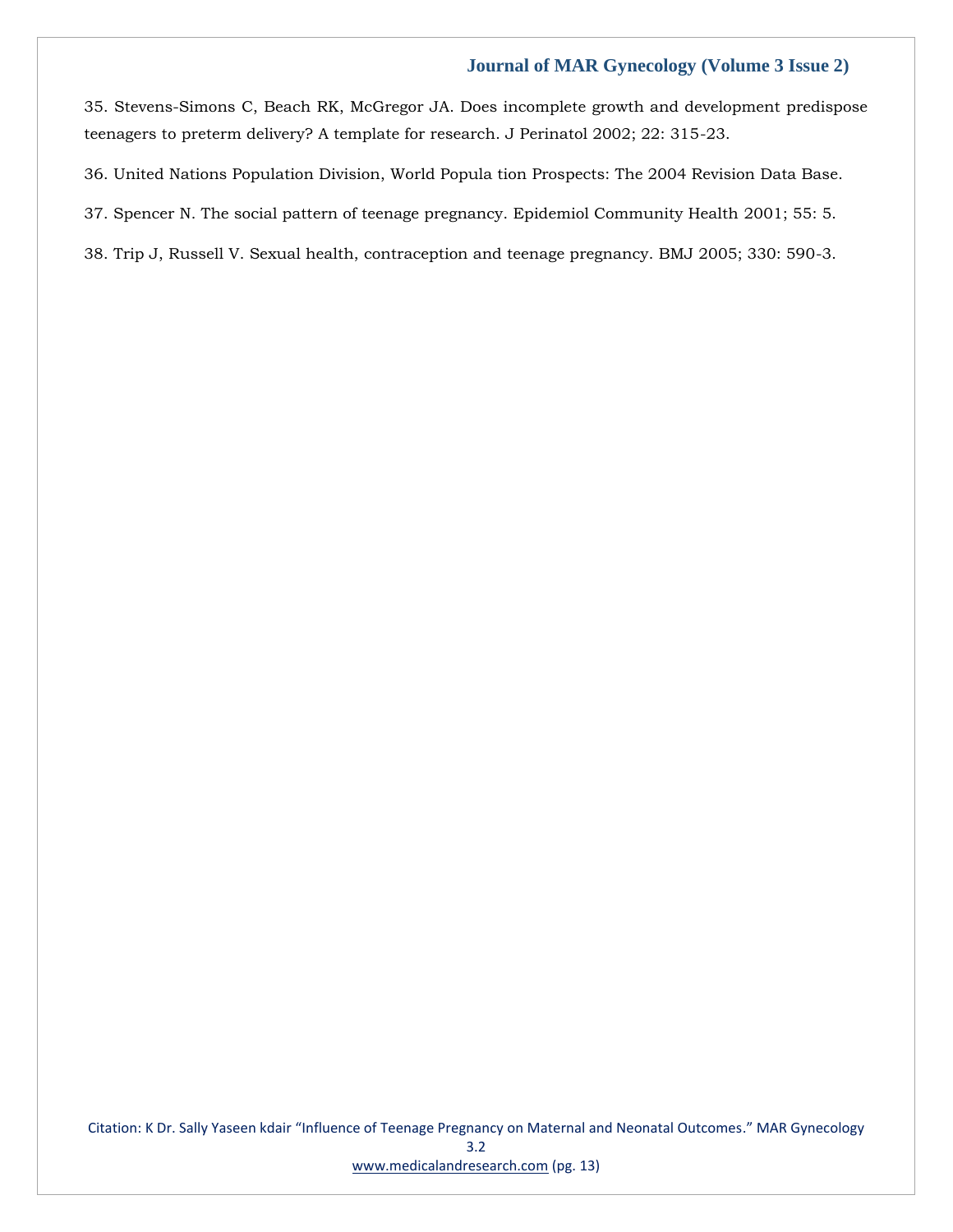35. Stevens-Simons C, Beach RK, McGregor JA. Does incomplete growth and development predispose teenagers to preterm delivery? A template for research. J Perinatol 2002; 22: 315-23.

36. United Nations Population Division, World Popula tion Prospects: The 2004 Revision Data Base.

37. Spencer N. The social pattern of teenage pregnancy. Epidemiol Community Health 2001; 55: 5.

38. Trip J, Russell V. Sexual health, contraception and teenage pregnancy. BMJ 2005; 330: 590-3.